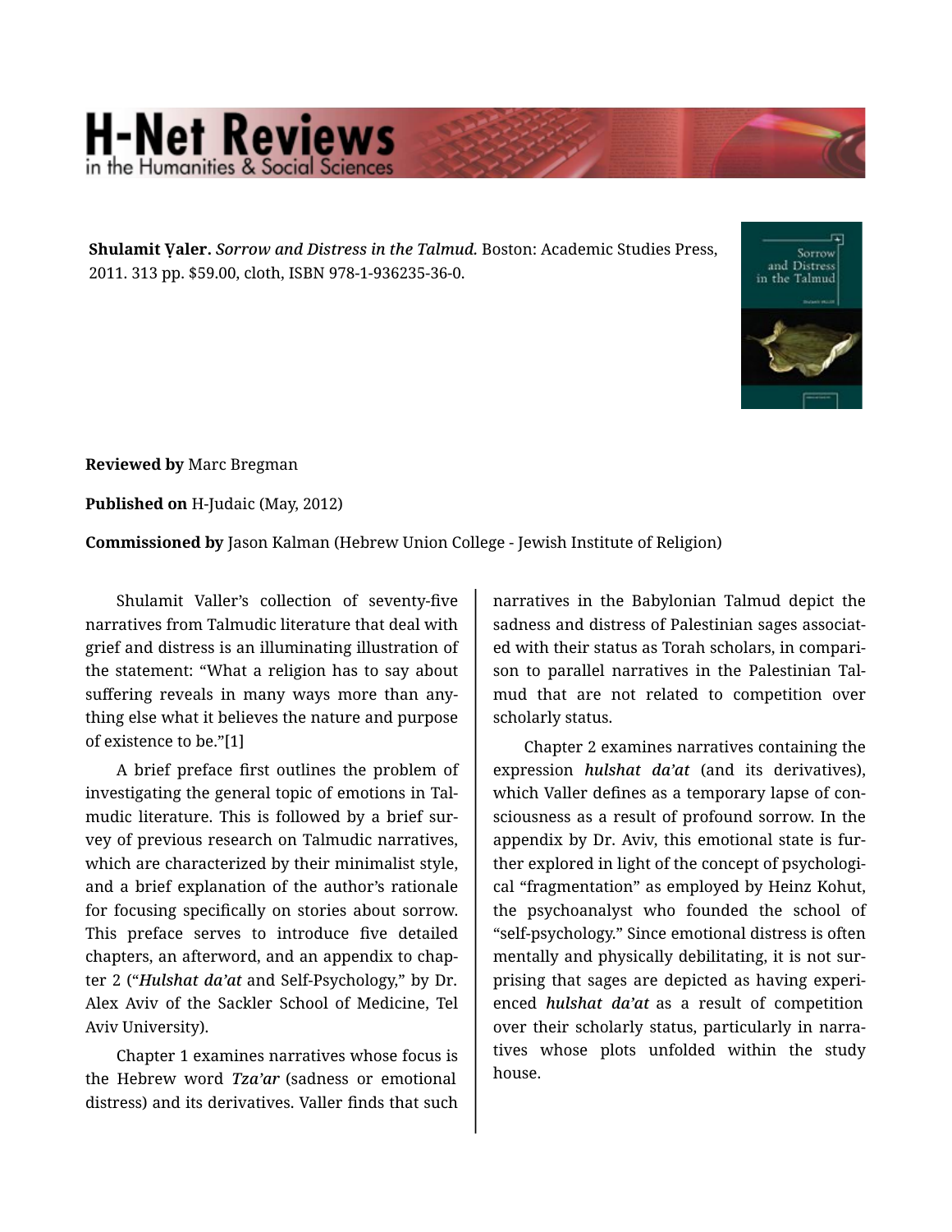**Shulamit Ṿaler.** *Sorrow and Distress in the Talmud.* Boston: Academic Studies Press, 2011. 313 pp. $59.00, cloth, ISBN 978-1-936235-36-0.

**Reviewed by** Marc Bregman

**Published on** H-Judaic (May, 2012)

**Commissioned by** Jason Kalman (Hebrew Union College - Jewish Institute of Religion)

Shulamit Valler's collection of seventy-five narratives from Talmudic literature that deal with grief and distress is an illuminating illustration of the statement: "What a religion has to say about suffering reveals in many ways more than anything else what it believes the nature and purpose of existence to be."[1]

A brief preface first outlines the problem of investigating the general topic of emotions in Talmudic literature. This is followed by a brief survey of previous research on Talmudic narratives, which are characterized by their minimalist style, and a brief explanation of the author's rationale for focusing specifically on stories about sorrow. This preface serves to introduce five detailed chapters, an afterword, and an appendix to chapter 2 ("*Hulshat da'at* and Self-Psychology," by Dr. Alex Aviv of the Sackler School of Medicine, Tel Aviv University).

Chapter 1 examines narratives whose focus is the Hebrew word *Tza'ar* (sadness or emotional distress) and its derivatives. Valler finds that such narratives in the Babylonian Talmud depict the sadness and distress of Palestinian sages associated with their status as Torah scholars, in comparison to parallel narratives in the Palestinian Talmud that are not related to competition over scholarly status.

Chapter 2 examines narratives containing the expression ***hulshat da'at*** (and its derivatives), which Valler defines as a temporary lapse of consciousness as a result of profound sorrow. In the appendix by Dr. Aviv, this emotional state is further explored in light of the concept of psychological "fragmentation" as employed by Heinz Kohut, the psychoanalyst who founded the school of "self-psychology." Since emotional distress is often mentally and physically debilitating, it is not surprising that sages are depicted as having experienced ***hulshat da'at*** as a result of competition over their scholarly status, particularly in narratives whose plots unfolded within the study house.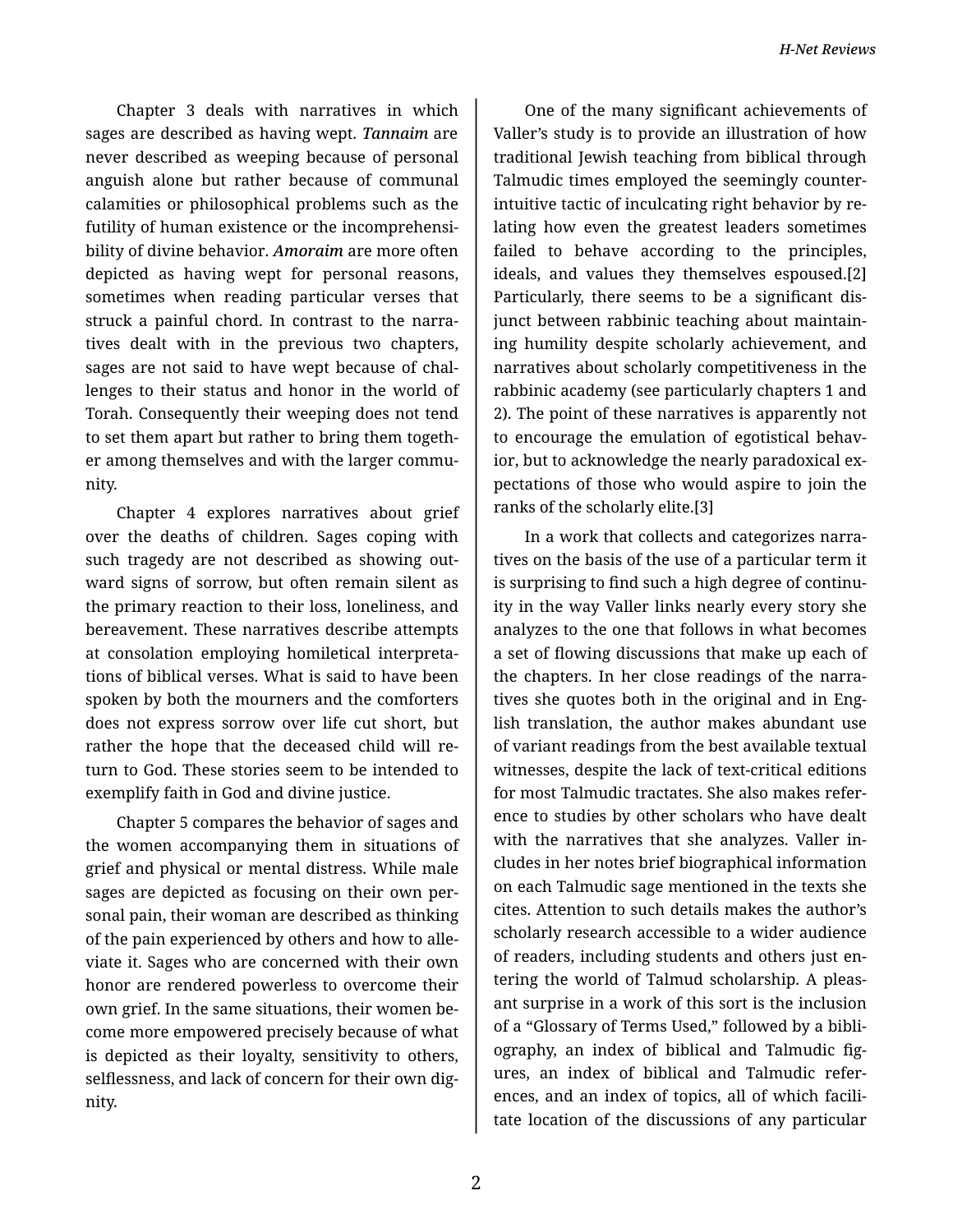Chapter 3 deals with narratives in which sages are described as having wept. ***Tannaim*** are never described as weeping because of personal anguish alone but rather because of communal calamities or philosophical problems such as the futility of human existence or the incomprehensibility of divine behavior. ***Amoraim*** are more often depicted as having wept for personal reasons, sometimes when reading particular verses that struck a painful chord. In contrast to the narratives dealt with in the previous two chapters, sages are not said to have wept because of challenges to their status and honor in the world of Torah. Consequently their weeping does not tend to set them apart but rather to bring them together among themselves and with the larger community.

Chapter 4 explores narratives about grief over the deaths of children. Sages coping with such tragedy are not described as showing outward signs of sorrow, but often remain silent as the primary reaction to their loss, loneliness, and bereavement. These narratives describe attempts at consolation employing homiletical interpretations of biblical verses. What is said to have been spoken by both the mourners and the comforters does not express sorrow over life cut short, but rather the hope that the deceased child will return to God. These stories seem to be intended to exemplify faith in God and divine justice.

Chapter 5 compares the behavior of sages and the women accompanying them in situations of grief and physical or mental distress. While male sages are depicted as focusing on their own personal pain, their woman are described as thinking of the pain experienced by others and how to alleviate it. Sages who are concerned with their own honor are rendered powerless to overcome their own grief. In the same situations, their women become more empowered precisely because of what is depicted as their loyalty, sensitivity to others, selflessness, and lack of concern for their own dignity.

One of the many significant achievements of Valler's study is to provide an illustration of how traditional Jewish teaching from biblical through Talmudic times employed the seemingly counter-intuitive tactic of inculcating right behavior by relating how even the greatest leaders sometimes failed to behave according to the principles, ideals, and values they themselves espoused.[2] Particularly, there seems to be a significant disjunct between rabbinic teaching about maintaining humility despite scholarly achievement, and narratives about scholarly competitiveness in the rabbinic academy (see particularly chapters 1 and 2). The point of these narratives is apparently not to encourage the emulation of egotistical behavior, but to acknowledge the nearly paradoxical expectations of those who would aspire to join the ranks of the scholarly elite.[3]

In a work that collects and categorizes narratives on the basis of the use of a particular term it is surprising to find such a high degree of continuity in the way Valler links nearly every story she analyzes to the one that follows in what becomes a set of flowing discussions that make up each of the chapters. In her close readings of the narratives she quotes both in the original and in English translation, the author makes abundant use of variant readings from the best available textual witnesses, despite the lack of text-critical editions for most Talmudic tractates. She also makes reference to studies by other scholars who have dealt with the narratives that she analyzes. Valler includes in her notes brief biographical information on each Talmudic sage mentioned in the texts she cites. Attention to such details makes the author's scholarly research accessible to a wider audience of readers, including students and others just entering the world of Talmud scholarship. A pleasant surprise in a work of this sort is the inclusion of a "Glossary of Terms Used," followed by a bibliography, an index of biblical and Talmudic figures, an index of biblical and Talmudic references, and an index of topics, all of which facilitate location of the discussions of any particular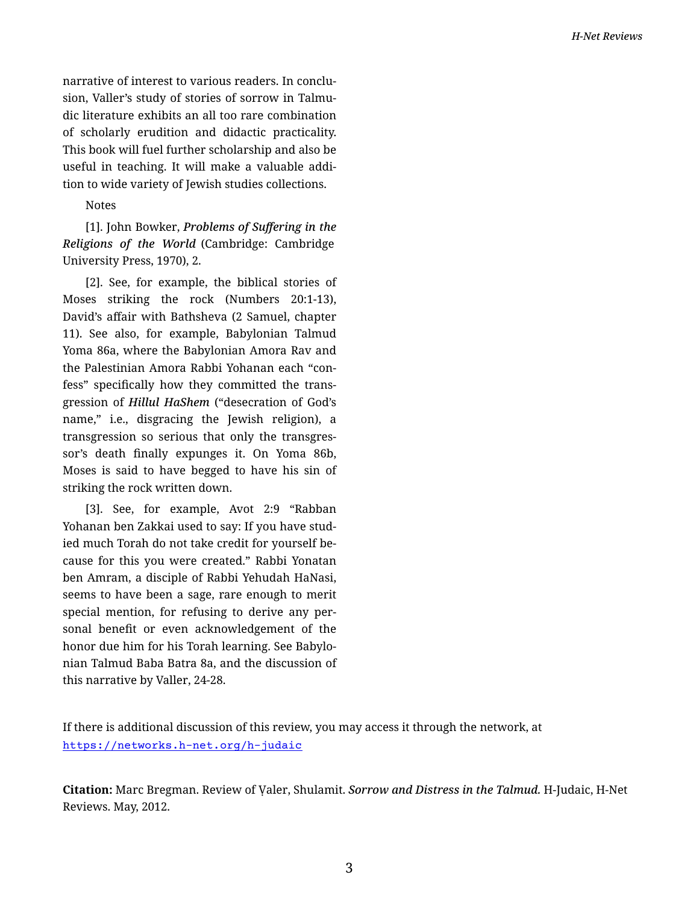narrative of interest to various readers. In conclusion, Valler's study of stories of sorrow in Talmudic literature exhibits an all too rare combination of scholarly erudition and didactic practicality. This book will fuel further scholarship and also be useful in teaching. It will make a valuable addition to wide variety of Jewish studies collections.

Notes

[1]. John Bowker, ***Problems of Suffering in the Religions of the World*** (Cambridge: Cambridge University Press, 1970), 2.

[2]. See, for example, the biblical stories of Moses striking the rock (Numbers 20:1-13), David's affair with Bathsheva (2 Samuel, chapter 11). See also, for example, Babylonian Talmud Yoma 86a, where the Babylonian Amora Rav and the Palestinian Amora Rabbi Yohanan each "confess" specifically how they committed the transgression of ***Hillul HaShem*** ("desecration of God's name," i.e., disgracing the Jewish religion), a transgression so serious that only the transgressor's death finally expunges it. On Yoma 86b, Moses is said to have begged to have his sin of striking the rock written down.

[3]. See, for example, Avot 2:9 "Rabban Yohanan ben Zakkai used to say: If you have studied much Torah do not take credit for yourself because for this you were created." Rabbi Yonatan ben Amram, a disciple of Rabbi Yehudah HaNasi, seems to have been a sage, rare enough to merit special mention, for refusing to derive any personal benefit or even acknowledgement of the honor due him for his Torah learning. See Babylonian Talmud Baba Batra 8a, and the discussion of this narrative by Valler, 24-28.

If there is additional discussion of this review, you may access it through the network, at https://networks.h-net.org/h-judaic

**Citation:** Marc Bregman. Review of Ṿaler, Shulamit. ***Sorrow and Distress in the Talmud.*** H-Judaic, H-Net Reviews. May, 2012.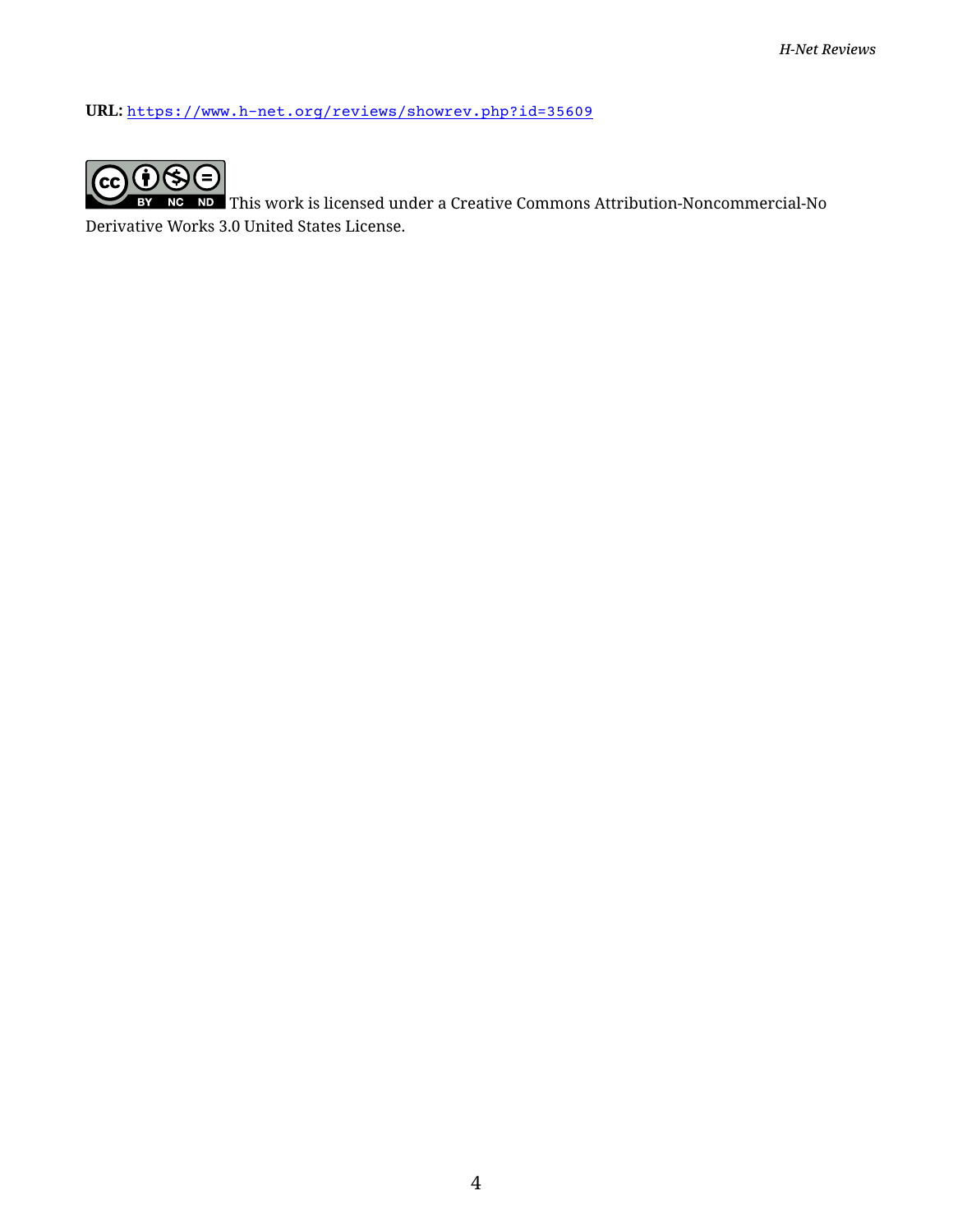**URL:** https://www.h-net.org/reviews/showrev.php?id=35609

This work is licensed under a Creative Commons Attribution-Noncommercial-No Derivative Works 3.0 United States License.